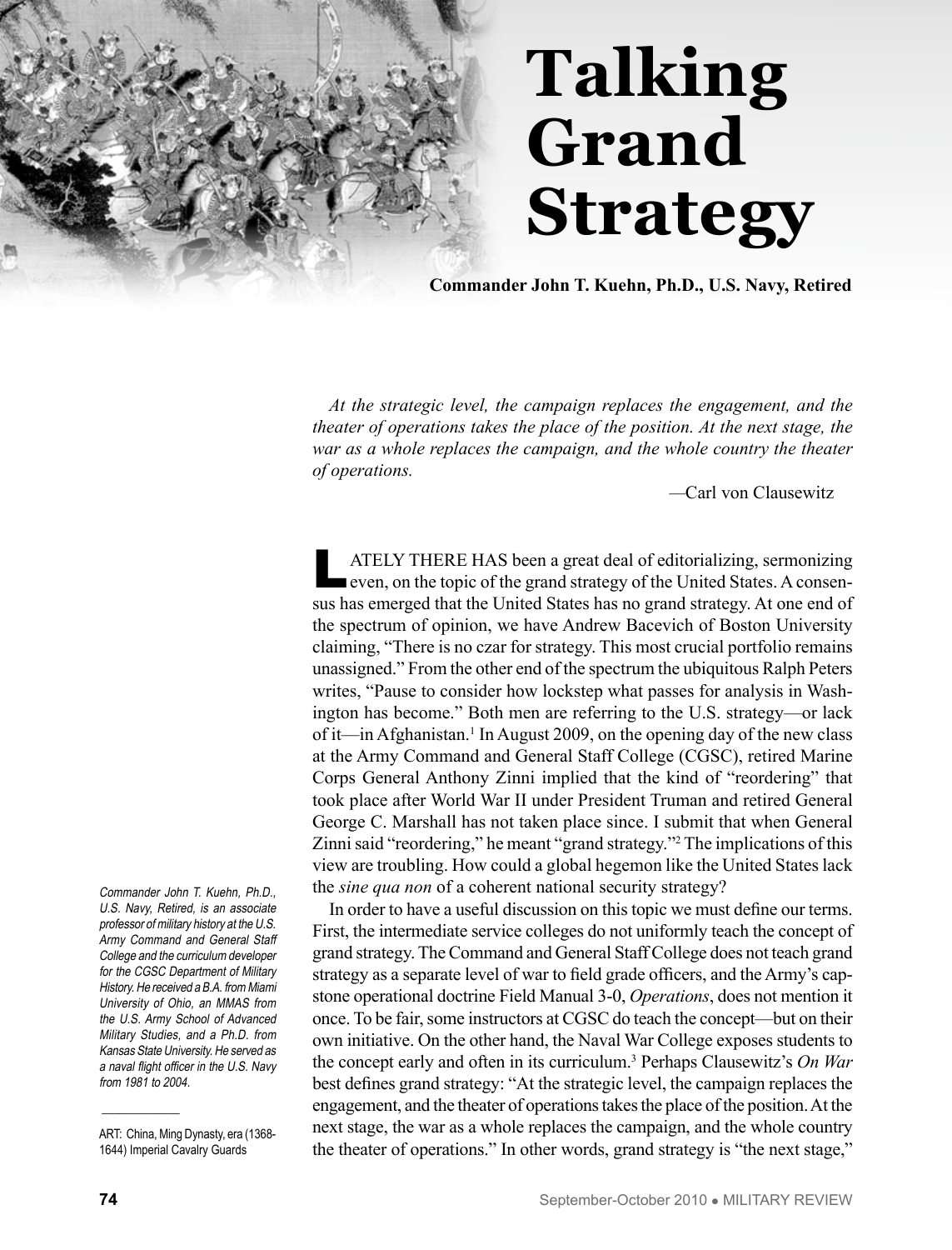# Talking Grand Strategy

**Commander John T. Kuehn, Ph.D., U.S. Navy, Retired**

*At the strategic level, the campaign replaces the engagement, and the theater of operations takes the place of the position. At the next stage, the war as a whole replaces the campaign, and the whole country the theater of operations.*

—Carl von Clausewitz

LATELY THERE HAS been a great deal of editorializing, sermonizing even, on the topic of the grand strategy of the United States. A consensus has emerged that the United States has no grand strategy. At one end of the spectrum of opinion, we have Andrew Bacevich of Boston University claiming, "There is no czar for strategy. This most crucial portfolio remains unassigned." From the other end of the spectrum the ubiquitous Ralph Peters writes, "Pause to consider how lockstep what passes for analysis in Washington has become." Both men are referring to the U.S. strategy—or lack of it—in Afghanistan.[1] In August 2009, on the opening day of the new class at the Army Command and General Staff College (CGSC), retired Marine Corps General Anthony Zinni implied that the kind of "reordering" that took place after World War II under President Truman and retired General George C. Marshall has not taken place since. I submit that when General Zinni said "reordering," he meant "grand strategy."[2] The implications of this view are troubling. How could a global hegemon like the United States lack the *sine qua non* of a coherent national security strategy?

In order to have a useful discussion on this topic we must define our terms. First, the intermediate service colleges do not uniformly teach the concept of grand strategy. The Command and General Staff College does not teach grand strategy as a separate level of war to field grade officers, and the Army's capstone operational doctrine Field Manual 3-0, *Operations*, does not mention it once. To be fair, some instructors at CGSC do teach the concept—but on their own initiative. On the other hand, the Naval War College exposes students to the concept early and often in its curriculum.[3] Perhaps Clausewitz's *On War* best defines grand strategy: "At the strategic level, the campaign replaces the engagement, and the theater of operations takes the place of the position. At the next stage, the war as a whole replaces the campaign, and the whole country the theater of operations." In other words, grand strategy is "the next stage,"

*Commander John T. Kuehn, Ph.D., U.S. Navy, Retired, is an associate professor of military history at the U.S. Army Command and General Staff College and the curriculum developer for the CGSC Department of Military History. He received a B.A. from Miami University of Ohio, an MMAS from the U.S. Army School of Advanced Military Studies, and a Ph.D. from Kansas State University. He served as a naval flight officer in the U.S. Navy from 1981 to 2004.*

ART: China, Ming Dynasty, era (1368-1644) Imperial Cavalry Guards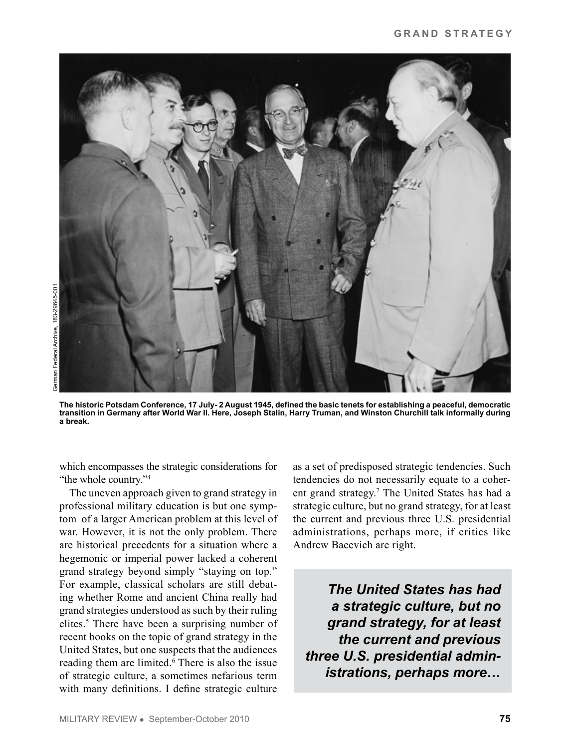German Federal Archive, 183-29645-001

**The historic Potsdam Conference, 17 July- 2 August 1945, defined the basic tenets for establishing a peaceful, democratic transition in Germany after World War II. Here, Joseph Stalin, Harry Truman, and Winston Churchill talk informally during a break.**

which encompasses the strategic considerations for "the whole country."[4]

The uneven approach given to grand strategy in professional military education is but one symptom of a larger American problem at this level of war. However, it is not the only problem. There are historical precedents for a situation where a hegemonic or imperial power lacked a coherent grand strategy beyond simply "staying on top." For example, classical scholars are still debating whether Rome and ancient China really had grand strategies understood as such by their ruling elites.[5] There have been a surprising number of recent books on the topic of grand strategy in the United States, but one suspects that the audiences reading them are limited.[6] There is also the issue of strategic culture, a sometimes nefarious term with many definitions. I define strategic culture as a set of predisposed strategic tendencies. Such tendencies do not necessarily equate to a coherent grand strategy.[7] The United States has had a strategic culture, but no grand strategy, for at least the current and previous three U.S. presidential administrations, perhaps more, if critics like Andrew Bacevich are right.

> ***The United States has had a strategic culture, but no grand strategy, for at least the current and previous three U.S. presidential administrations, perhaps more…***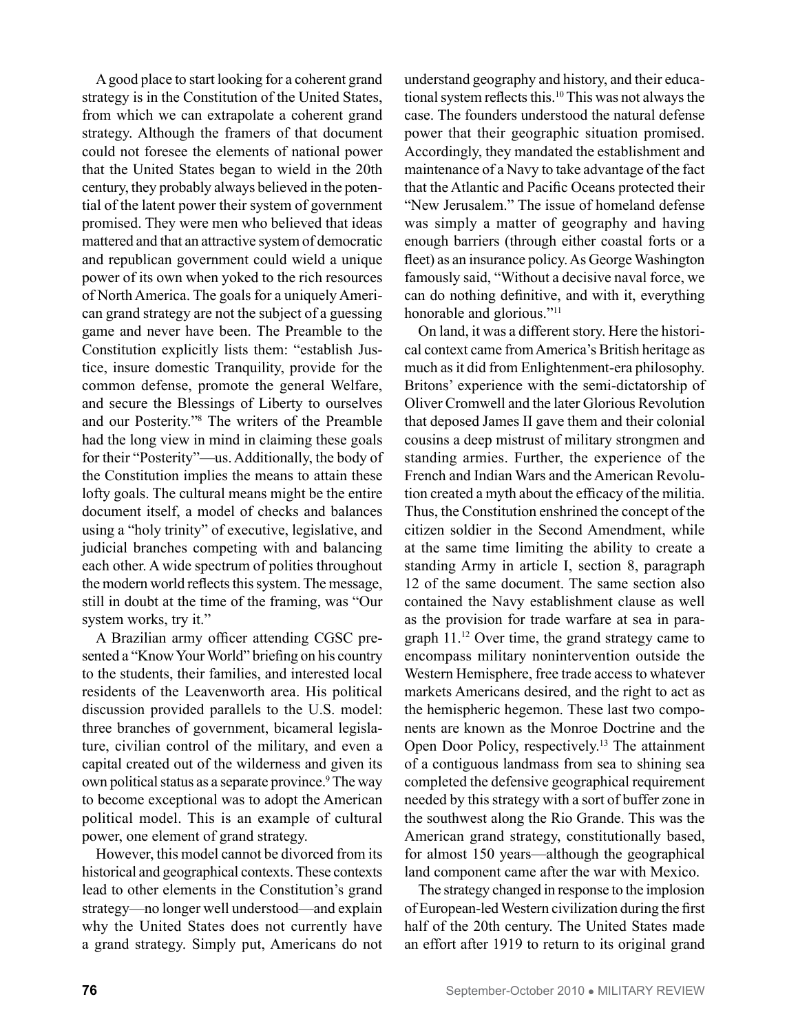A good place to start looking for a coherent grand strategy is in the Constitution of the United States, from which we can extrapolate a coherent grand strategy. Although the framers of that document could not foresee the elements of national power that the United States began to wield in the 20th century, they probably always believed in the potential of the latent power their system of government promised. They were men who believed that ideas mattered and that an attractive system of democratic and republican government could wield a unique power of its own when yoked to the rich resources of North America. The goals for a uniquely American grand strategy are not the subject of a guessing game and never have been. The Preamble to the Constitution explicitly lists them: "establish Justice, insure domestic Tranquility, provide for the common defense, promote the general Welfare, and secure the Blessings of Liberty to ourselves and our Posterity."[8] The writers of the Preamble had the long view in mind in claiming these goals for their "Posterity"—us. Additionally, the body of the Constitution implies the means to attain these lofty goals. The cultural means might be the entire document itself, a model of checks and balances using a "holy trinity" of executive, legislative, and judicial branches competing with and balancing each other. A wide spectrum of polities throughout the modern world reflects this system. The message, still in doubt at the time of the framing, was "Our system works, try it."

A Brazilian army officer attending CGSC presented a "Know Your World" briefing on his country to the students, their families, and interested local residents of the Leavenworth area. His political discussion provided parallels to the U.S. model: three branches of government, bicameral legislature, civilian control of the military, and even a capital created out of the wilderness and given its own political status as a separate province.[9] The way to become exceptional was to adopt the American political model. This is an example of cultural power, one element of grand strategy.

However, this model cannot be divorced from its historical and geographical contexts. These contexts lead to other elements in the Constitution's grand strategy—no longer well understood—and explain why the United States does not currently have a grand strategy. Simply put, Americans do not understand geography and history, and their educational system reflects this.[10] This was not always the case. The founders understood the natural defense power that their geographic situation promised. Accordingly, they mandated the establishment and maintenance of a Navy to take advantage of the fact that the Atlantic and Pacific Oceans protected their "New Jerusalem." The issue of homeland defense was simply a matter of geography and having enough barriers (through either coastal forts or a fleet) as an insurance policy. As George Washington famously said, "Without a decisive naval force, we can do nothing definitive, and with it, everything honorable and glorious."[11]

On land, it was a different story. Here the historical context came from America's British heritage as much as it did from Enlightenment-era philosophy. Britons' experience with the semi-dictatorship of Oliver Cromwell and the later Glorious Revolution that deposed James II gave them and their colonial cousins a deep mistrust of military strongmen and standing armies. Further, the experience of the French and Indian Wars and the American Revolution created a myth about the efficacy of the militia. Thus, the Constitution enshrined the concept of the citizen soldier in the Second Amendment, while at the same time limiting the ability to create a standing Army in article I, section 8, paragraph 12 of the same document. The same section also contained the Navy establishment clause as well as the provision for trade warfare at sea in paragraph 11.[12] Over time, the grand strategy came to encompass military nonintervention outside the Western Hemisphere, free trade access to whatever markets Americans desired, and the right to act as the hemispheric hegemon. These last two components are known as the Monroe Doctrine and the Open Door Policy, respectively.[13] The attainment of a contiguous landmass from sea to shining sea completed the defensive geographical requirement needed by this strategy with a sort of buffer zone in the southwest along the Rio Grande. This was the American grand strategy, constitutionally based, for almost 150 years—although the geographical land component came after the war with Mexico.

The strategy changed in response to the implosion of European-led Western civilization during the first half of the 20th century. The United States made an effort after 1919 to return to its original grand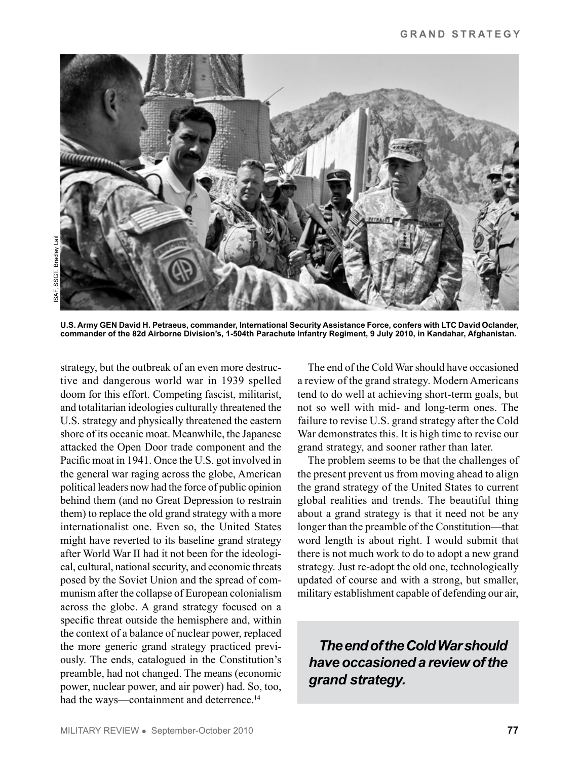U.S. Army GEN David H. Petraeus, commander, International Security Assistance Force, confers with LTC David Oclander, commander of the 82d Airborne Division's, 1-504th Parachute Infantry Regiment, 9 July 2010, in Kandahar, Afghanistan.

strategy, but the outbreak of an even more destructive and dangerous world war in 1939 spelled doom for this effort. Competing fascist, militarist, and totalitarian ideologies culturally threatened the U.S. strategy and physically threatened the eastern shore of its oceanic moat. Meanwhile, the Japanese attacked the Open Door trade component and the Pacific moat in 1941. Once the U.S. got involved in the general war raging across the globe, American political leaders now had the force of public opinion behind them (and no Great Depression to restrain them) to replace the old grand strategy with a more internationalist one. Even so, the United States might have reverted to its baseline grand strategy after World War II had it not been for the ideological, cultural, national security, and economic threats posed by the Soviet Union and the spread of communism after the collapse of European colonialism across the globe. A grand strategy focused on a specific threat outside the hemisphere and, within the context of a balance of nuclear power, replaced the more generic grand strategy practiced previously. The ends, catalogued in the Constitution's preamble, had not changed. The means (economic power, nuclear power, and air power) had. So, too, had the ways—containment and deterrence.[14]

The end of the Cold War should have occasioned a review of the grand strategy. Modern Americans tend to do well at achieving short-term goals, but not so well with mid- and long-term ones. The failure to revise U.S. grand strategy after the Cold War demonstrates this. It is high time to revise our grand strategy, and sooner rather than later.

The problem seems to be that the challenges of the present prevent us from moving ahead to align the grand strategy of the United States to current global realities and trends. The beautiful thing about a grand strategy is that it need not be any longer than the preamble of the Constitution—that word length is about right. I would submit that there is not much work to do to adopt a new grand strategy. Just re-adopt the old one, technologically updated of course and with a strong, but smaller, military establishment capable of defending our air,

> ***The end of the Cold War should have occasioned a review of the grand strategy.***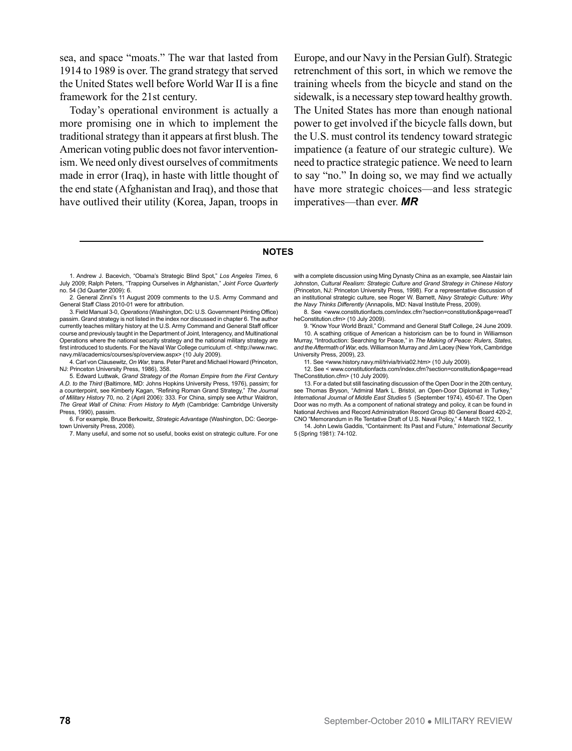sea, and space "moats." The war that lasted from 1914 to 1989 is over. The grand strategy that served the United States well before World War II is a fine framework for the 21st century.

Today's operational environment is actually a more promising one in which to implement the traditional strategy than it appears at first blush. The American voting public does not favor interventionism. We need only divest ourselves of commitments made in error (Iraq), in haste with little thought of the end state (Afghanistan and Iraq), and those that have outlived their utility (Korea, Japan, troops in Europe, and our Navy in the Persian Gulf). Strategic retrenchment of this sort, in which we remove the training wheels from the bicycle and stand on the sidewalk, is a necessary step toward healthy growth. The United States has more than enough national power to get involved if the bicycle falls down, but the U.S. must control its tendency toward strategic impatience (a feature of our strategic culture). We need to practice strategic patience. We need to learn to say "no." In doing so, we may find we actually have more strategic choices—and less strategic imperatives—than ever. ***MR***

## NOTES

1. Andrew J. Bacevich, "Obama's Strategic Blind Spot," *Los Angeles Times*, 6 July 2009; Ralph Peters, "Trapping Ourselves in Afghanistan," *Joint Force Quarterly* no. 54 (3d Quarter 2009): 6.

2. General Zinni's 11 August 2009 comments to the U.S. Army Command and General Staff Class 2010-01 were for attribution.

3. Field Manual 3-0, *Operations* (Washington, DC: U.S. Government Printing Office) passim. Grand strategy is not listed in the index nor discussed in chapter 6. The author currently teaches military history at the U.S. Army Command and General Staff officer course and previously taught in the Department of Joint, Interagency, and Multinational Operations where the national security strategy and the national military strategy are first introduced to students. For the Naval War College curriculum cf. <http://www.nwc.navy.mil/academics/courses/sp/overview.aspx> (10 July 2009).

4. Carl von Clausewitz, *On War*, trans. Peter Paret and Michael Howard (Princeton, NJ: Princeton University Press, 1986), 358.

5. Edward Luttwak, *Grand Strategy of the Roman Empire from the First Century A.D. to the Third* (Baltimore, MD: Johns Hopkins University Press, 1976), passim; for a counterpoint, see Kimberly Kagan, "Refining Roman Grand Strategy," *The Journal of Military History* 70, no. 2 (April 2006): 333. For China, simply see Arthur Waldron, *The Great Wall of China: From History to Myth* (Cambridge: Cambridge University Press, 1990), passim.

6. For example, Bruce Berkowitz, *Strategic Advantage* (Washington, DC: Georgetown University Press, 2008).

7. Many useful, and some not so useful, books exist on strategic culture. For one with a complete discussion using Ming Dynasty China as an example, see Alastair Iain Johnston, *Cultural Realism: Strategic Culture and Grand Strategy in Chinese History* (Princeton, NJ: Princeton University Press, 1998). For a representative discussion of an institutional strategic culture, see Roger W. Barnett, *Navy Strategic Culture: Why the Navy Thinks Differently* (Annapolis, MD: Naval Institute Press, 2009).

8. See <www.constitutionfacts.com/index.cfm?section=constitution&page=readTheConstitution.cfm> (10 July 2009).

9. "Know Your World Brazil," Command and General Staff College, 24 June 2009.

10. A scathing critique of American a historicism can be to found in Williamson Murray, "Introduction: Searching for Peace," in *The Making of Peace: Rulers, States, and the Aftermath of War,* eds. Williamson Murray and Jim Lacey (New York, Cambridge University Press, 2009), 23.

11. See <www.history.navy.mil/trivia/trivia02.htm> (10 July 2009).

12. See < www.constitutionfacts.com/index.cfm?section=constitution&page=readTheConstitution.cfm> (10 July 2009).

13. For a dated but still fascinating discussion of the Open Door in the 20th century, see Thomas Bryson, "Admiral Mark L. Bristol, an Open-Door Diplomat in Turkey," *International Journal of Middle East Studies* 5 (September 1974), 450-67. The Open Door was no myth. As a component of national strategy and policy, it can be found in National Archives and Record Administration Record Group 80 General Board 420-2, CNO "Memorandum in Re Tentative Draft of U.S. Naval Policy," 4 March 1922, 1.

14. John Lewis Gaddis, "Containment: Its Past and Future," *International Security* 5 (Spring 1981): 74-102.